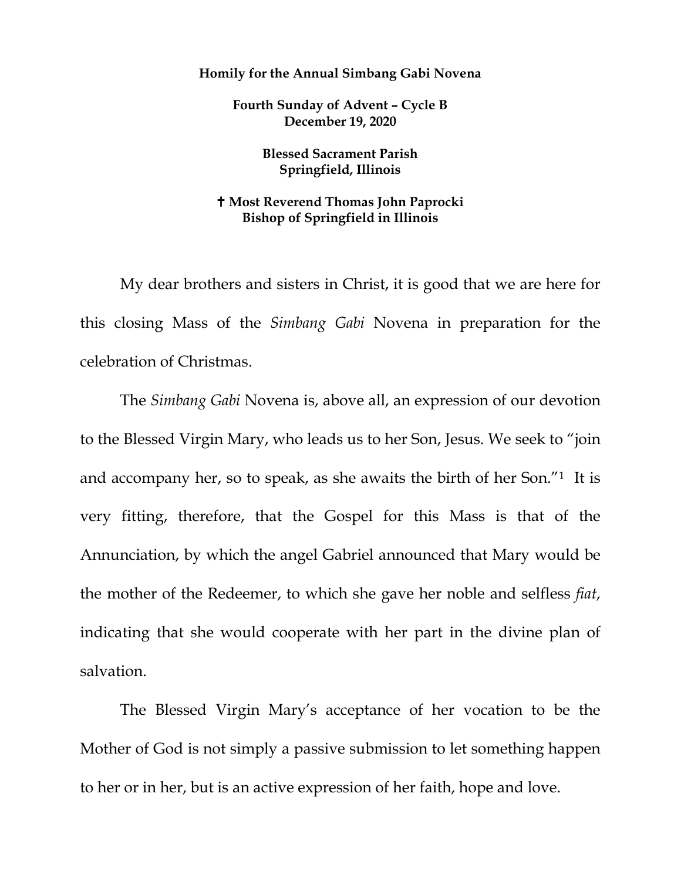**Homily for the Annual Simbang Gabi Novena**

**Fourth Sunday of Advent – Cycle B**
**December 19, 2020**

**Blessed Sacrament Parish**
**Springfield, Illinois**

**✝ Most Reverend Thomas John Paprocki**
**Bishop of Springfield in Illinois**

My dear brothers and sisters in Christ, it is good that we are here for this closing Mass of the *Simbang Gabi* Novena in preparation for the celebration of Christmas.

The *Simbang Gabi* Novena is, above all, an expression of our devotion to the Blessed Virgin Mary, who leads us to her Son, Jesus. We seek to "join and accompany her, so to speak, as she awaits the birth of her Son."[1] It is very fitting, therefore, that the Gospel for this Mass is that of the Annunciation, by which the angel Gabriel announced that Mary would be the mother of the Redeemer, to which she gave her noble and selfless *fiat*, indicating that she would cooperate with her part in the divine plan of salvation.

The Blessed Virgin Mary's acceptance of her vocation to be the Mother of God is not simply a passive submission to let something happen to her or in her, but is an active expression of her faith, hope and love.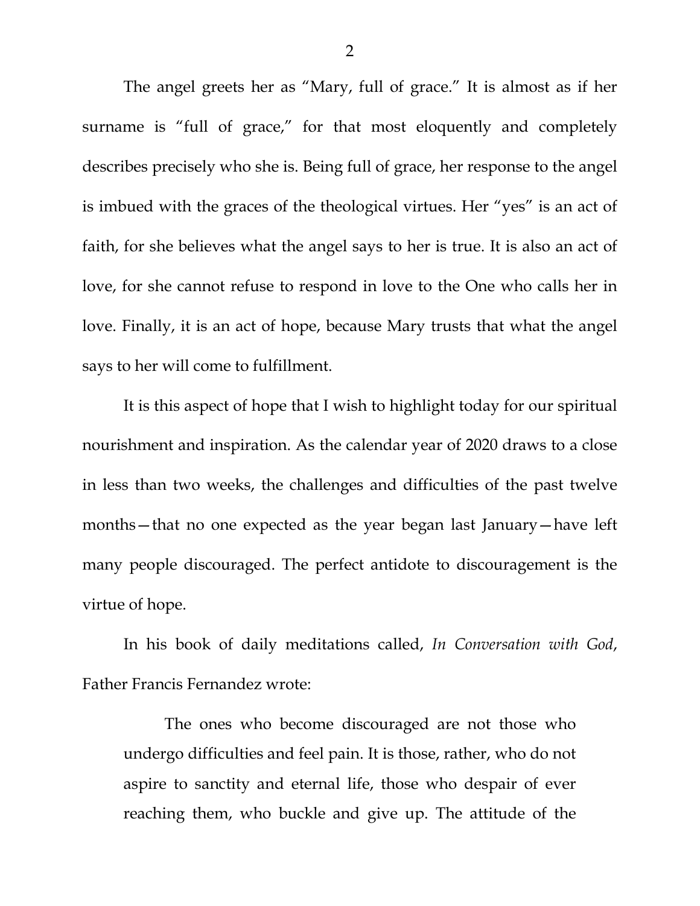The angel greets her as "Mary, full of grace." It is almost as if her surname is "full of grace," for that most eloquently and completely describes precisely who she is. Being full of grace, her response to the angel is imbued with the graces of the theological virtues. Her "yes" is an act of faith, for she believes what the angel says to her is true. It is also an act of love, for she cannot refuse to respond in love to the One who calls her in love. Finally, it is an act of hope, because Mary trusts that what the angel says to her will come to fulfillment.

It is this aspect of hope that I wish to highlight today for our spiritual nourishment and inspiration. As the calendar year of 2020 draws to a close in less than two weeks, the challenges and difficulties of the past twelve months—that no one expected as the year began last January—have left many people discouraged. The perfect antidote to discouragement is the virtue of hope.

In his book of daily meditations called, *In Conversation with God*, Father Francis Fernandez wrote:

> The ones who become discouraged are not those who undergo difficulties and feel pain. It is those, rather, who do not aspire to sanctity and eternal life, those who despair of ever reaching them, who buckle and give up. The attitude of the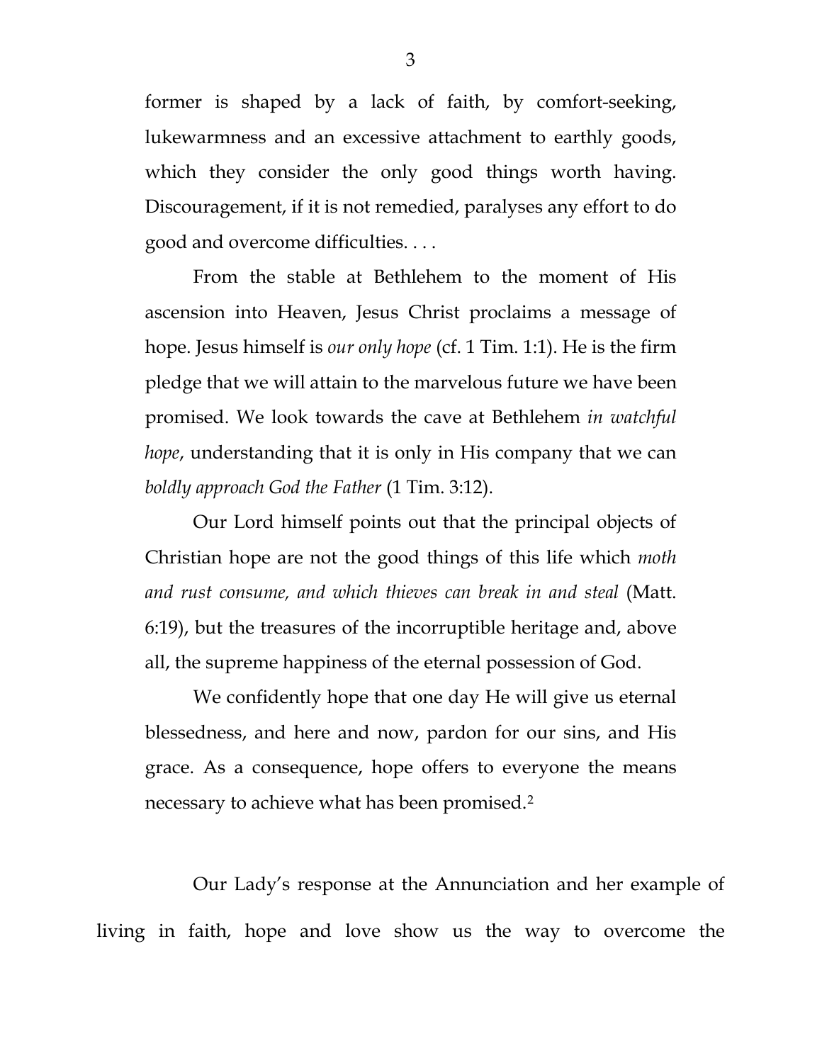former is shaped by a lack of faith, by comfort-seeking, lukewarmness and an excessive attachment to earthly goods, which they consider the only good things worth having. Discouragement, if it is not remedied, paralyses any effort to do good and overcome difficulties. . . .

From the stable at Bethlehem to the moment of His ascension into Heaven, Jesus Christ proclaims a message of hope. Jesus himself is *our only hope* (cf. 1 Tim. 1:1). He is the firm pledge that we will attain to the marvelous future we have been promised. We look towards the cave at Bethlehem *in watchful hope*, understanding that it is only in His company that we can *boldly approach God the Father* (1 Tim. 3:12).

Our Lord himself points out that the principal objects of Christian hope are not the good things of this life which *moth and rust consume, and which thieves can break in and steal* (Matt. 6:19), but the treasures of the incorruptible heritage and, above all, the supreme happiness of the eternal possession of God.

We confidently hope that one day He will give us eternal blessedness, and here and now, pardon for our sins, and His grace. As a consequence, hope offers to everyone the means necessary to achieve what has been promised.[2]

Our Lady's response at the Annunciation and her example of living in faith, hope and love show us the way to overcome the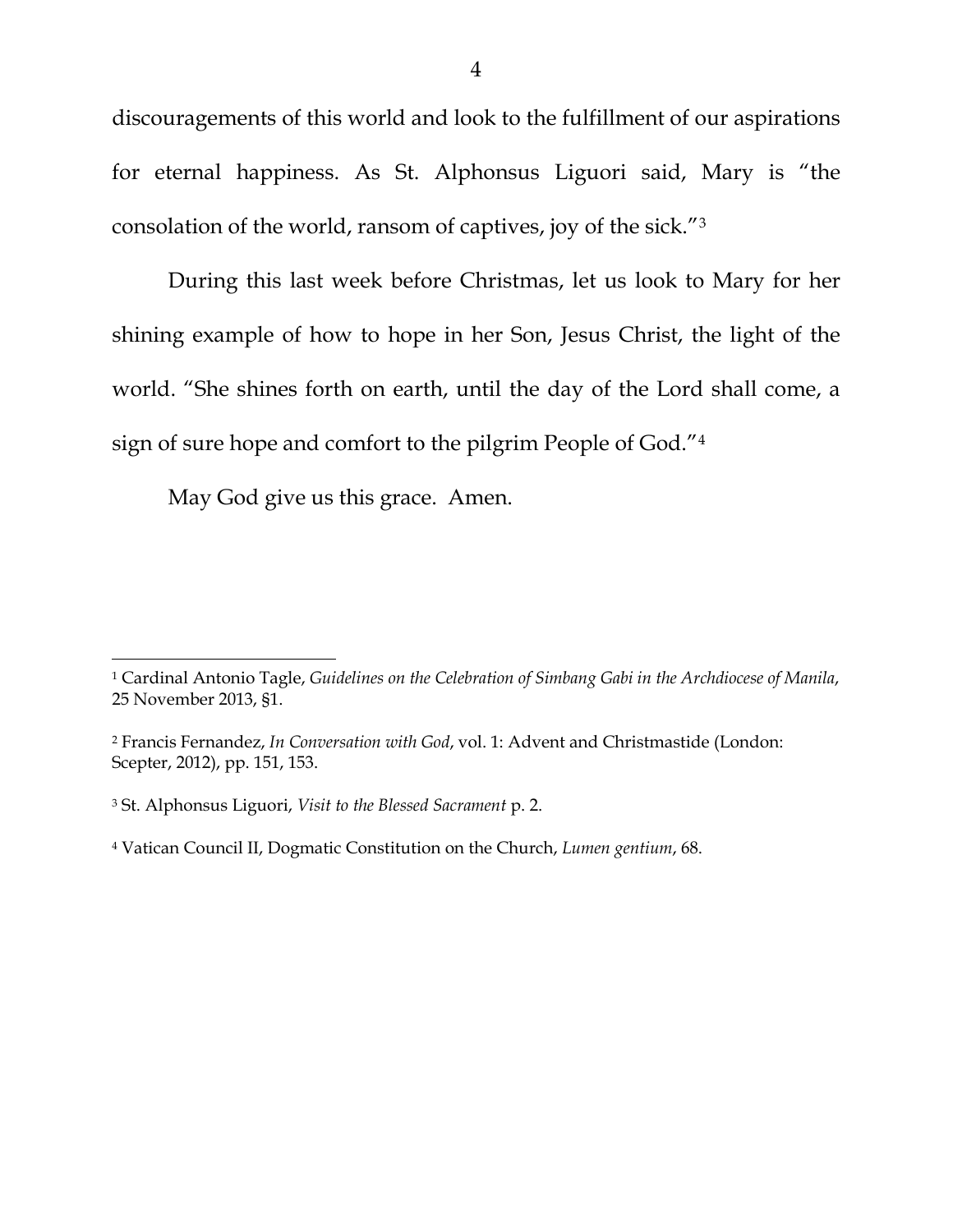discouragements of this world and look to the fulfillment of our aspirations for eternal happiness. As St. Alphonsus Liguori said, Mary is "the consolation of the world, ransom of captives, joy of the sick."[3]

During this last week before Christmas, let us look to Mary for her shining example of how to hope in her Son, Jesus Christ, the light of the world. "She shines forth on earth, until the day of the Lord shall come, a sign of sure hope and comfort to the pilgrim People of God."[4]

May God give us this grace. Amen.

---

[1] Cardinal Antonio Tagle, *Guidelines on the Celebration of Simbang Gabi in the Archdiocese of Manila*, 25 November 2013, §1.

[2] Francis Fernandez, *In Conversation with God*, vol. 1: Advent and Christmastide (London: Scepter, 2012), pp. 151, 153.

[3] St. Alphonsus Liguori, *Visit to the Blessed Sacrament* p. 2.

[4] Vatican Council II, Dogmatic Constitution on the Church, *Lumen gentium*, 68.